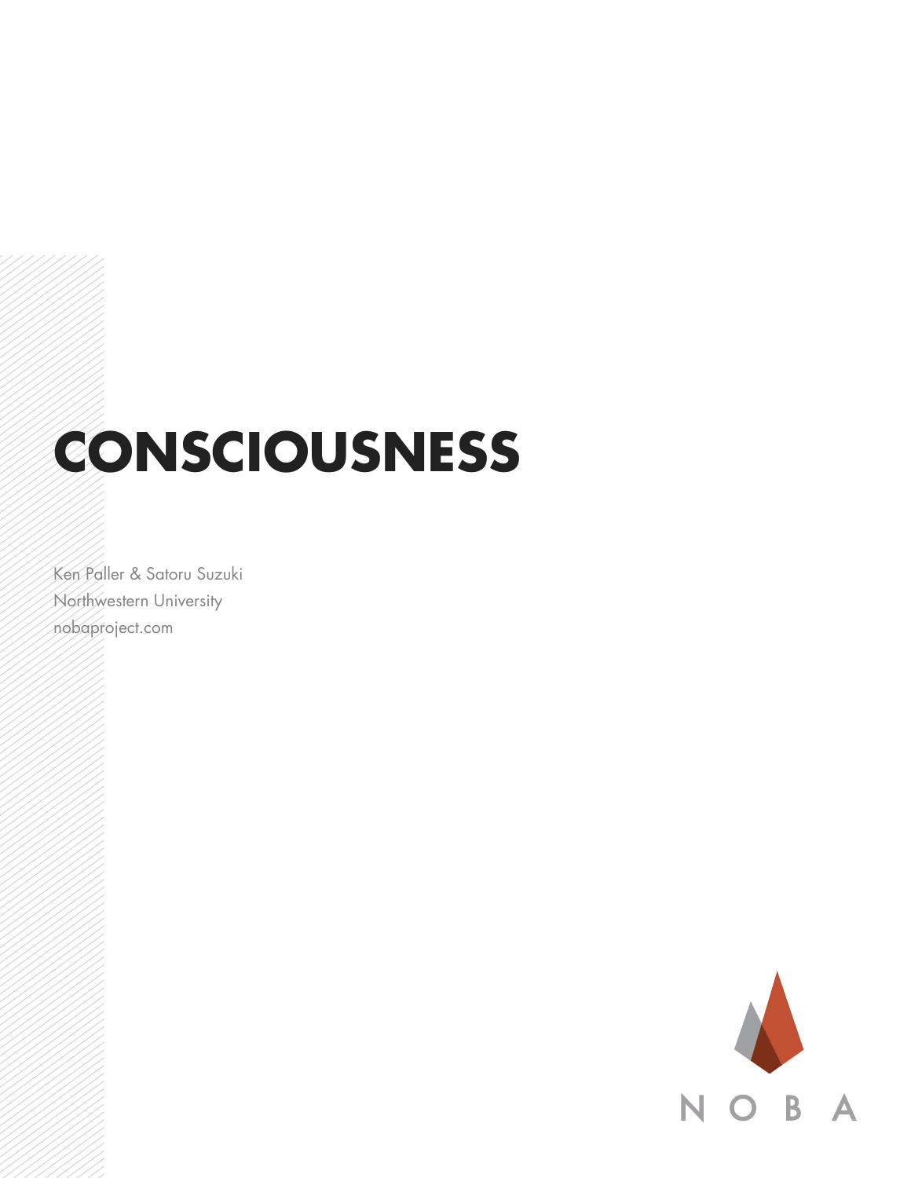# CONSCIOUSNESS

Ken Paller & Satoru Suzuki

Northwestern University

nobaproject.com

NOBA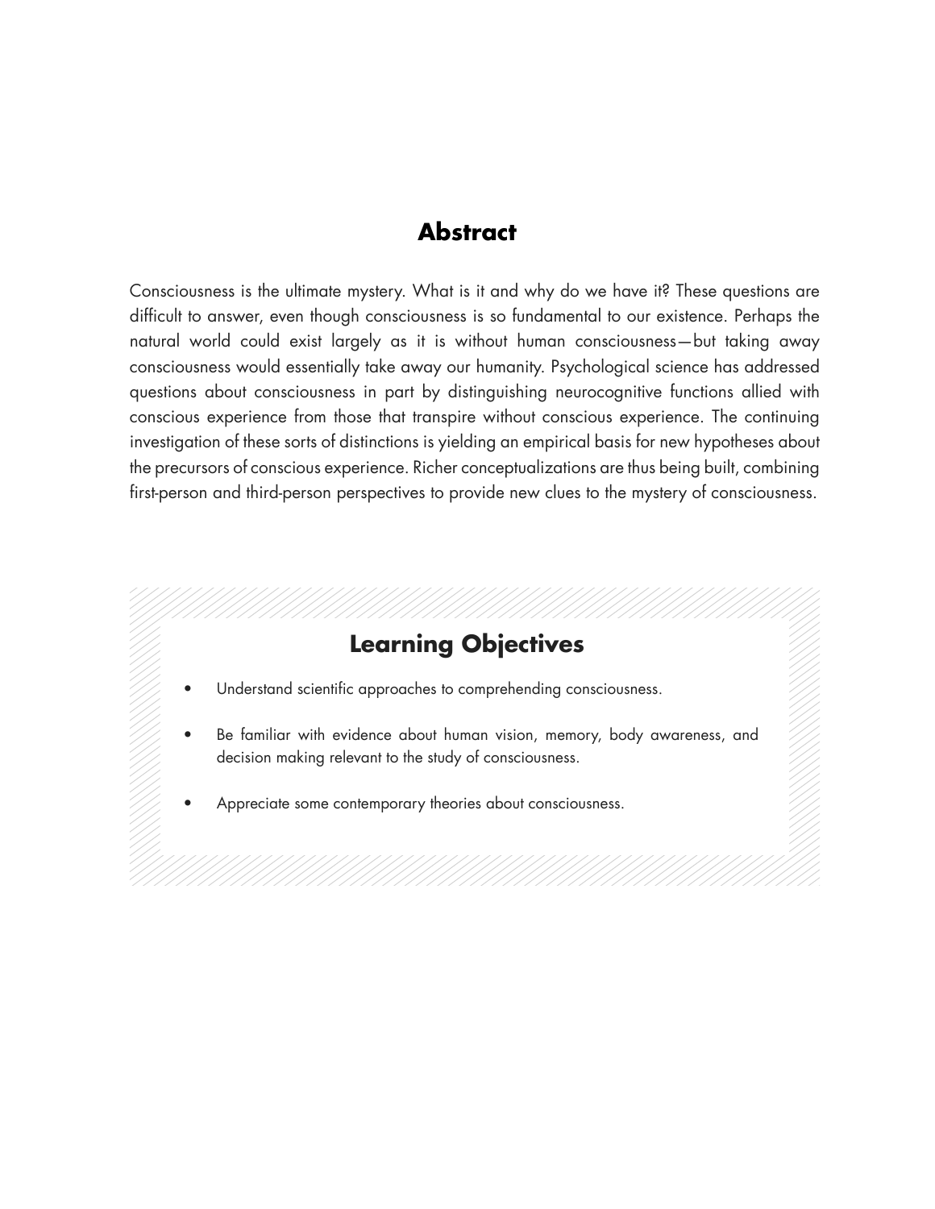## Abstract

Consciousness is the ultimate mystery. What is it and why do we have it? These questions are difficult to answer, even though consciousness is so fundamental to our existence. Perhaps the natural world could exist largely as it is without human consciousness—but taking away consciousness would essentially take away our humanity. Psychological science has addressed questions about consciousness in part by distinguishing neurocognitive functions allied with conscious experience from those that transpire without conscious experience. The continuing investigation of these sorts of distinctions is yielding an empirical basis for new hypotheses about the precursors of conscious experience. Richer conceptualizations are thus being built, combining first-person and third-person perspectives to provide new clues to the mystery of consciousness.

## Learning Objectives

- Understand scientific approaches to comprehending consciousness.
- Be familiar with evidence about human vision, memory, body awareness, and decision making relevant to the study of consciousness.
- Appreciate some contemporary theories about consciousness.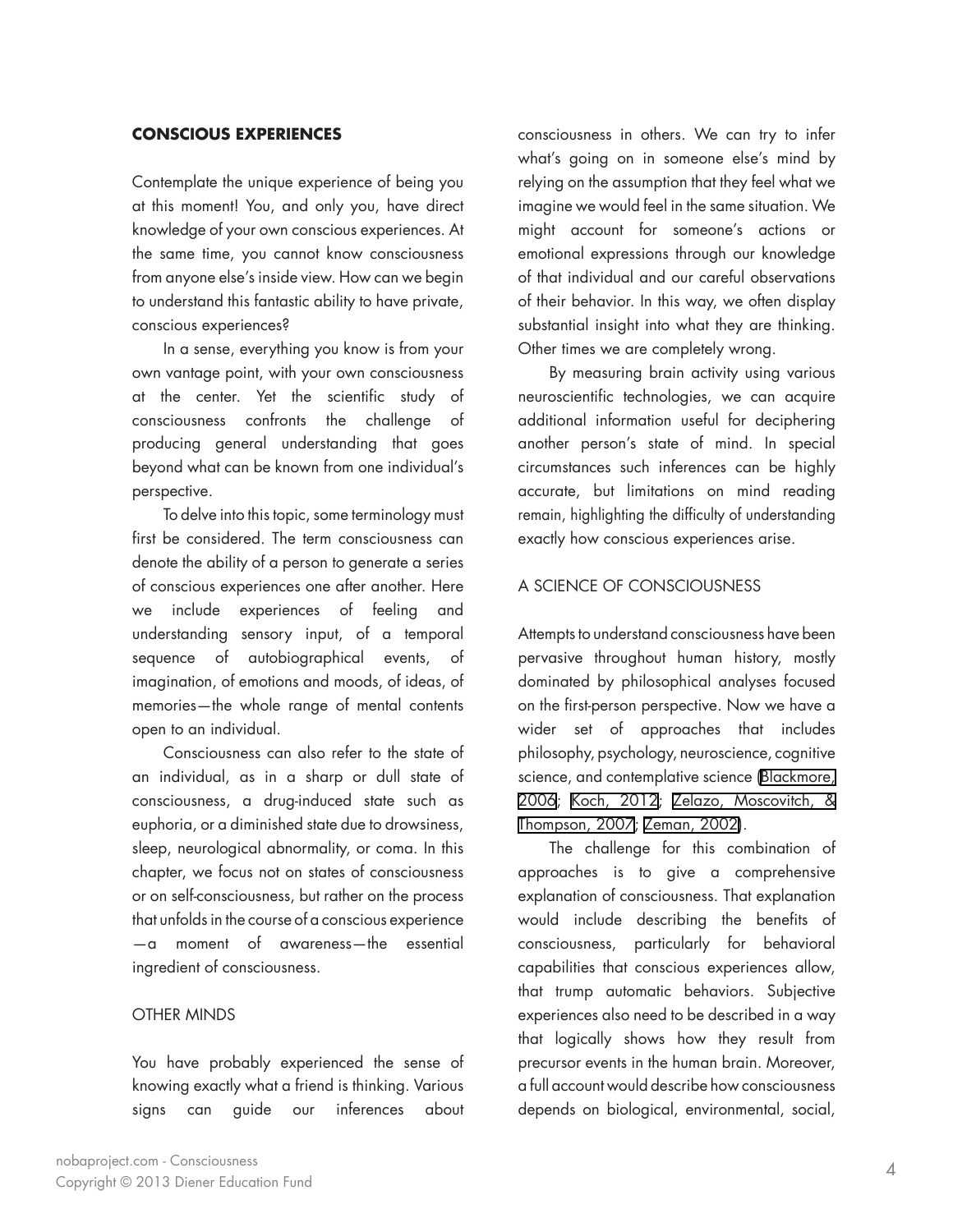## CONSCIOUS EXPERIENCES

Contemplate the unique experience of being you at this moment! You, and only you, have direct knowledge of your own conscious experiences. At the same time, you cannot know consciousness from anyone else's inside view. How can we begin to understand this fantastic ability to have private, conscious experiences?

In a sense, everything you know is from your own vantage point, with your own consciousness at the center. Yet the scientific study of consciousness confronts the challenge of producing general understanding that goes beyond what can be known from one individual's perspective.

To delve into this topic, some terminology must first be considered. The term consciousness can denote the ability of a person to generate a series of conscious experiences one after another. Here we include experiences of feeling and understanding sensory input, of a temporal sequence of autobiographical events, of imagination, of emotions and moods, of ideas, of memories—the whole range of mental contents open to an individual.

Consciousness can also refer to the state of an individual, as in a sharp or dull state of consciousness, a drug-induced state such as euphoria, or a diminished state due to drowsiness, sleep, neurological abnormality, or coma. In this chapter, we focus not on states of consciousness or on self-consciousness, but rather on the process that unfolds in the course of a conscious experience —a moment of awareness—the essential ingredient of consciousness.

### OTHER MINDS

You have probably experienced the sense of knowing exactly what a friend is thinking. Various signs can guide our inferences about consciousness in others. We can try to infer what's going on in someone else's mind by relying on the assumption that they feel what we imagine we would feel in the same situation. We might account for someone's actions or emotional expressions through our knowledge of that individual and our careful observations of their behavior. In this way, we often display substantial insight into what they are thinking. Other times we are completely wrong.

By measuring brain activity using various neuroscientific technologies, we can acquire additional information useful for deciphering another person's state of mind. In special circumstances such inferences can be highly accurate, but limitations on mind reading remain, highlighting the difficulty of understanding exactly how conscious experiences arise.

### A SCIENCE OF CONSCIOUSNESS

Attempts to understand consciousness have been pervasive throughout human history, mostly dominated by philosophical analyses focused on the first-person perspective. Now we have a wider set of approaches that includes philosophy, psychology, neuroscience, cognitive science, and contemplative science (Blackmore, 2006; Koch, 2012; Zelazo, Moscovitch, & Thompson, 2007; Zeman, 2002).

The challenge for this combination of approaches is to give a comprehensive explanation of consciousness. That explanation would include describing the benefits of consciousness, particularly for behavioral capabilities that conscious experiences allow, that trump automatic behaviors. Subjective experiences also need to be described in a way that logically shows how they result from precursor events in the human brain. Moreover, a full account would describe how consciousness depends on biological, environmental, social,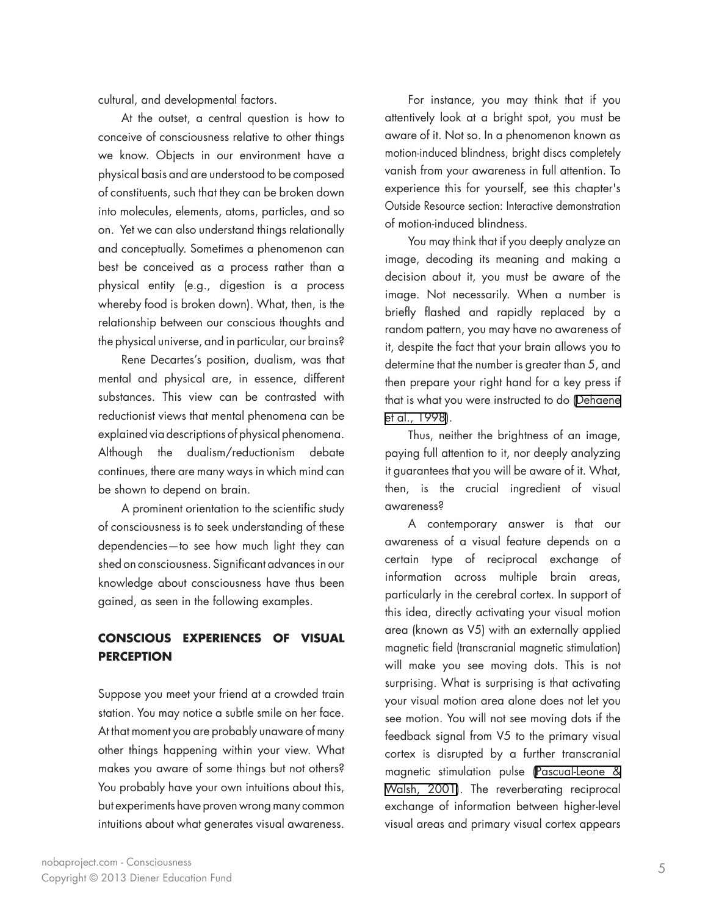cultural, and developmental factors.

At the outset, a central question is how to conceive of consciousness relative to other things we know. Objects in our environment have a physical basis and are understood to be composed of constituents, such that they can be broken down into molecules, elements, atoms, particles, and so on. Yet we can also understand things relationally and conceptually. Sometimes a phenomenon can best be conceived as a process rather than a physical entity (e.g., digestion is a process whereby food is broken down). What, then, is the relationship between our conscious thoughts and the physical universe, and in particular, our brains?

Rene Decartes's position, dualism, was that mental and physical are, in essence, different substances. This view can be contrasted with reductionist views that mental phenomena can be explained via descriptions of physical phenomena. Although the dualism/reductionism debate continues, there are many ways in which mind can be shown to depend on brain.

A prominent orientation to the scientific study of consciousness is to seek understanding of these dependencies—to see how much light they can shed on consciousness. Significant advances in our knowledge about consciousness have thus been gained, as seen in the following examples.

## CONSCIOUS EXPERIENCES OF VISUAL PERCEPTION

Suppose you meet your friend at a crowded train station. You may notice a subtle smile on her face. At that moment you are probably unaware of many other things happening within your view. What makes you aware of some things but not others? You probably have your own intuitions about this, but experiments have proven wrong many common intuitions about what generates visual awareness.

For instance, you may think that if you attentively look at a bright spot, you must be aware of it. Not so. In a phenomenon known as motion-induced blindness, bright discs completely vanish from your awareness in full attention. To experience this for yourself, see this chapter's Outside Resource section: Interactive demonstration of motion-induced blindness.

You may think that if you deeply analyze an image, decoding its meaning and making a decision about it, you must be aware of the image. Not necessarily. When a number is briefly flashed and rapidly replaced by a random pattern, you may have no awareness of it, despite the fact that your brain allows you to determine that the number is greater than 5, and then prepare your right hand for a key press if that is what you were instructed to do (Dehaene et al., 1998).

Thus, neither the brightness of an image, paying full attention to it, nor deeply analyzing it guarantees that you will be aware of it. What, then, is the crucial ingredient of visual awareness?

A contemporary answer is that our awareness of a visual feature depends on a certain type of reciprocal exchange of information across multiple brain areas, particularly in the cerebral cortex. In support of this idea, directly activating your visual motion area (known as V5) with an externally applied magnetic field (transcranial magnetic stimulation) will make you see moving dots. This is not surprising. What is surprising is that activating your visual motion area alone does not let you see motion. You will not see moving dots if the feedback signal from V5 to the primary visual cortex is disrupted by a further transcranial magnetic stimulation pulse (Pascual-Leone & Walsh, 2001). The reverberating reciprocal exchange of information between higher-level visual areas and primary visual cortex appears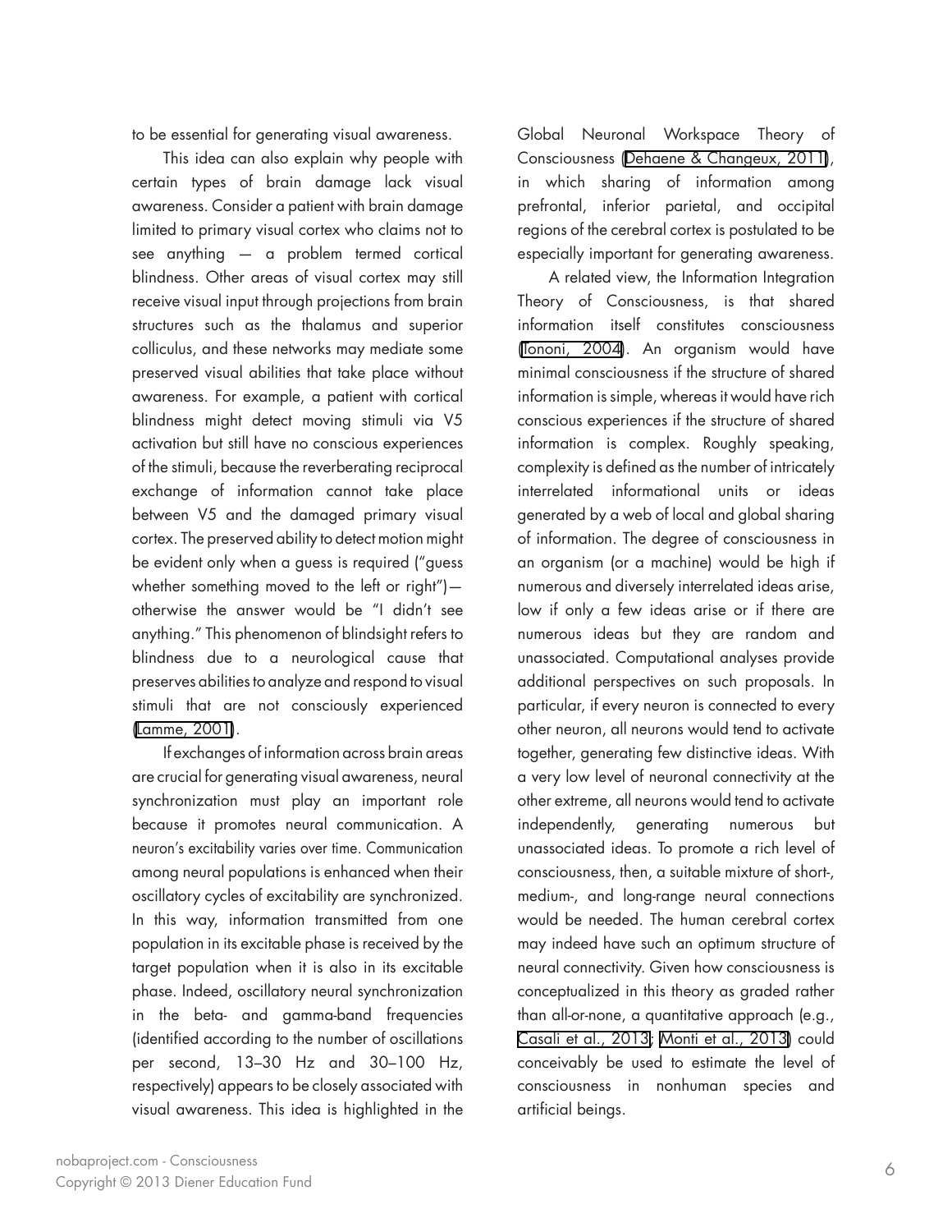to be essential for generating visual awareness.

This idea can also explain why people with certain types of brain damage lack visual awareness. Consider a patient with brain damage limited to primary visual cortex who claims not to see anything — a problem termed cortical blindness. Other areas of visual cortex may still receive visual input through projections from brain structures such as the thalamus and superior colliculus, and these networks may mediate some preserved visual abilities that take place without awareness. For example, a patient with cortical blindness might detect moving stimuli via V5 activation but still have no conscious experiences of the stimuli, because the reverberating reciprocal exchange of information cannot take place between V5 and the damaged primary visual cortex. The preserved ability to detect motion might be evident only when a guess is required ("guess whether something moved to the left or right")—otherwise the answer would be "I didn't see anything." This phenomenon of blindsight refers to blindness due to a neurological cause that preserves abilities to analyze and respond to visual stimuli that are not consciously experienced (Lamme, 2001).

If exchanges of information across brain areas are crucial for generating visual awareness, neural synchronization must play an important role because it promotes neural communication. A neuron's excitability varies over time. Communication among neural populations is enhanced when their oscillatory cycles of excitability are synchronized. In this way, information transmitted from one population in its excitable phase is received by the target population when it is also in its excitable phase. Indeed, oscillatory neural synchronization in the beta- and gamma-band frequencies (identified according to the number of oscillations per second, 13–30 Hz and 30–100 Hz, respectively) appears to be closely associated with visual awareness. This idea is highlighted in the Global Neuronal Workspace Theory of Consciousness (Dehaene & Changeux, 2011), in which sharing of information among prefrontal, inferior parietal, and occipital regions of the cerebral cortex is postulated to be especially important for generating awareness.

A related view, the Information Integration Theory of Consciousness, is that shared information itself constitutes consciousness (Tononi, 2004). An organism would have minimal consciousness if the structure of shared information is simple, whereas it would have rich conscious experiences if the structure of shared information is complex. Roughly speaking, complexity is defined as the number of intricately interrelated informational units or ideas generated by a web of local and global sharing of information. The degree of consciousness in an organism (or a machine) would be high if numerous and diversely interrelated ideas arise, low if only a few ideas arise or if there are numerous ideas but they are random and unassociated. Computational analyses provide additional perspectives on such proposals. In particular, if every neuron is connected to every other neuron, all neurons would tend to activate together, generating few distinctive ideas. With a very low level of neuronal connectivity at the other extreme, all neurons would tend to activate independently, generating numerous but unassociated ideas. To promote a rich level of consciousness, then, a suitable mixture of short-, medium-, and long-range neural connections would be needed. The human cerebral cortex may indeed have such an optimum structure of neural connectivity. Given how consciousness is conceptualized in this theory as graded rather than all-or-none, a quantitative approach (e.g., Casali et al., 2013; Monti et al., 2013) could conceivably be used to estimate the level of consciousness in nonhuman species and artificial beings.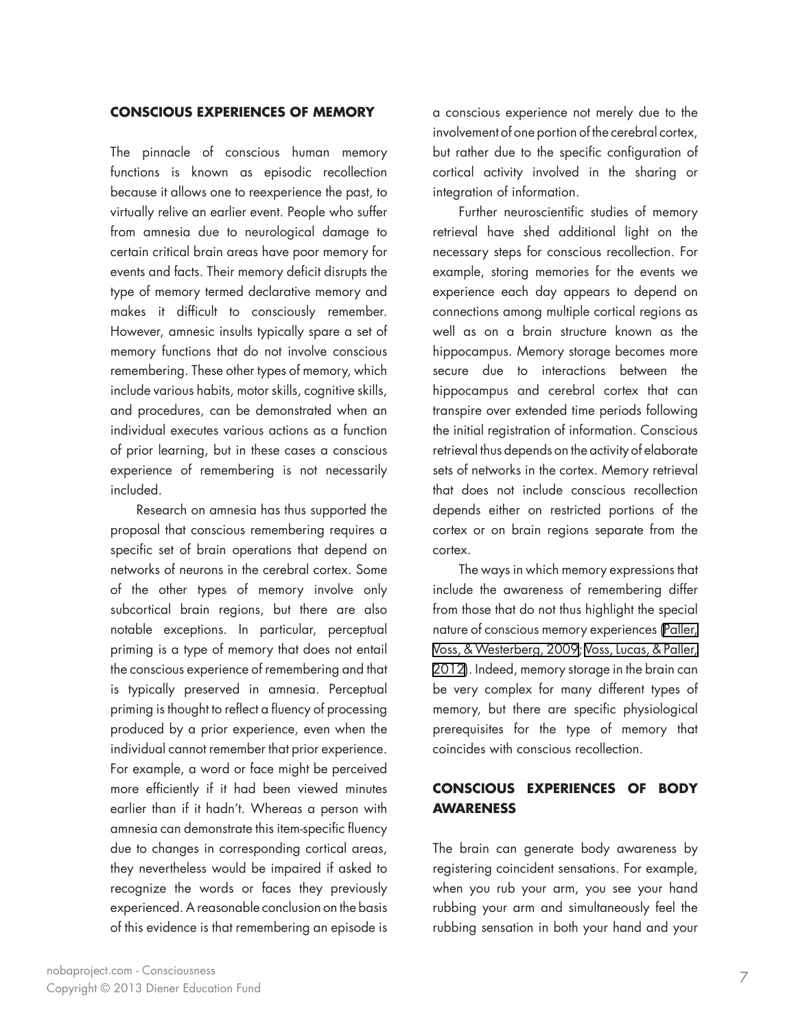## CONSCIOUS EXPERIENCES OF MEMORY

The pinnacle of conscious human memory functions is known as episodic recollection because it allows one to reexperience the past, to virtually relive an earlier event. People who suffer from amnesia due to neurological damage to certain critical brain areas have poor memory for events and facts. Their memory deficit disrupts the type of memory termed declarative memory and makes it difficult to consciously remember. However, amnesic insults typically spare a set of memory functions that do not involve conscious remembering. These other types of memory, which include various habits, motor skills, cognitive skills, and procedures, can be demonstrated when an individual executes various actions as a function of prior learning, but in these cases a conscious experience of remembering is not necessarily included.

Research on amnesia has thus supported the proposal that conscious remembering requires a specific set of brain operations that depend on networks of neurons in the cerebral cortex. Some of the other types of memory involve only subcortical brain regions, but there are also notable exceptions. In particular, perceptual priming is a type of memory that does not entail the conscious experience of remembering and that is typically preserved in amnesia. Perceptual priming is thought to reflect a fluency of processing produced by a prior experience, even when the individual cannot remember that prior experience. For example, a word or face might be perceived more efficiently if it had been viewed minutes earlier than if it hadn't. Whereas a person with amnesia can demonstrate this item-specific fluency due to changes in corresponding cortical areas, they nevertheless would be impaired if asked to recognize the words or faces they previously experienced. A reasonable conclusion on the basis of this evidence is that remembering an episode is a conscious experience not merely due to the involvement of one portion of the cerebral cortex, but rather due to the specific configuration of cortical activity involved in the sharing or integration of information.

Further neuroscientific studies of memory retrieval have shed additional light on the necessary steps for conscious recollection. For example, storing memories for the events we experience each day appears to depend on connections among multiple cortical regions as well as on a brain structure known as the hippocampus. Memory storage becomes more secure due to interactions between the hippocampus and cerebral cortex that can transpire over extended time periods following the initial registration of information. Conscious retrieval thus depends on the activity of elaborate sets of networks in the cortex. Memory retrieval that does not include conscious recollection depends either on restricted portions of the cortex or on brain regions separate from the cortex.

The ways in which memory expressions that include the awareness of remembering differ from those that do not thus highlight the special nature of conscious memory experiences (Paller, Voss, & Westerberg, 2009; Voss, Lucas, & Paller, 2012). Indeed, memory storage in the brain can be very complex for many different types of memory, but there are specific physiological prerequisites for the type of memory that coincides with conscious recollection.

## CONSCIOUS EXPERIENCES OF BODY AWARENESS

The brain can generate body awareness by registering coincident sensations. For example, when you rub your arm, you see your hand rubbing your arm and simultaneously feel the rubbing sensation in both your hand and your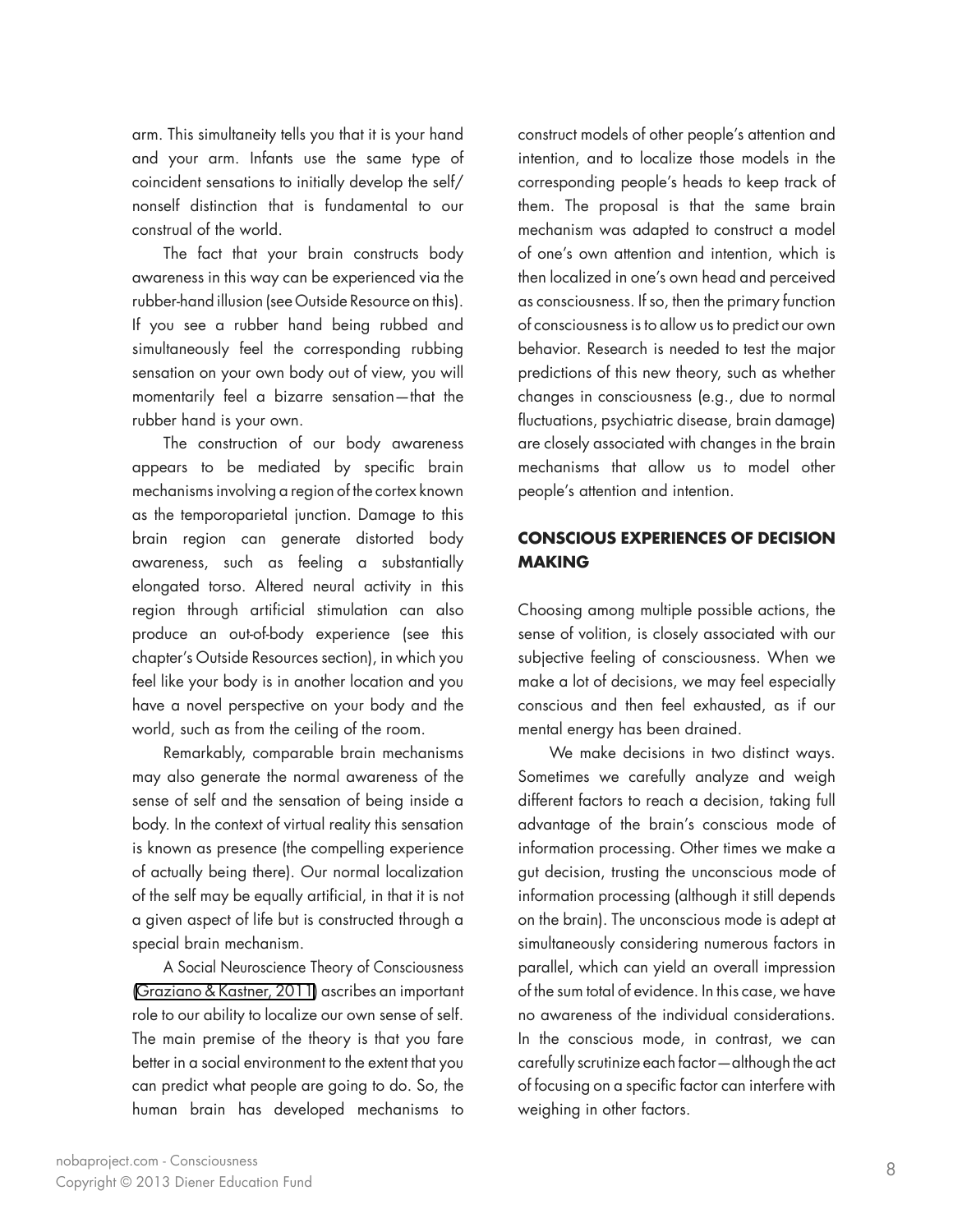arm. This simultaneity tells you that it is your hand and your arm. Infants use the same type of coincident sensations to initially develop the self/nonself distinction that is fundamental to our construal of the world.

The fact that your brain constructs body awareness in this way can be experienced via the rubber-hand illusion (see Outside Resource on this). If you see a rubber hand being rubbed and simultaneously feel the corresponding rubbing sensation on your own body out of view, you will momentarily feel a bizarre sensation—that the rubber hand is your own.

The construction of our body awareness appears to be mediated by specific brain mechanisms involving a region of the cortex known as the temporoparietal junction. Damage to this brain region can generate distorted body awareness, such as feeling a substantially elongated torso. Altered neural activity in this region through artificial stimulation can also produce an out-of-body experience (see this chapter's Outside Resources section), in which you feel like your body is in another location and you have a novel perspective on your body and the world, such as from the ceiling of the room.

Remarkably, comparable brain mechanisms may also generate the normal awareness of the sense of self and the sensation of being inside a body. In the context of virtual reality this sensation is known as presence (the compelling experience of actually being there). Our normal localization of the self may be equally artificial, in that it is not a given aspect of life but is constructed through a special brain mechanism.

A Social Neuroscience Theory of Consciousness (Graziano & Kastner, 2011) ascribes an important role to our ability to localize our own sense of self. The main premise of the theory is that you fare better in a social environment to the extent that you can predict what people are going to do. So, the human brain has developed mechanisms to construct models of other people's attention and intention, and to localize those models in the corresponding people's heads to keep track of them. The proposal is that the same brain mechanism was adapted to construct a model of one's own attention and intention, which is then localized in one's own head and perceived as consciousness. If so, then the primary function of consciousness is to allow us to predict our own behavior. Research is needed to test the major predictions of this new theory, such as whether changes in consciousness (e.g., due to normal fluctuations, psychiatric disease, brain damage) are closely associated with changes in the brain mechanisms that allow us to model other people's attention and intention.

## CONSCIOUS EXPERIENCES OF DECISION MAKING

Choosing among multiple possible actions, the sense of volition, is closely associated with our subjective feeling of consciousness. When we make a lot of decisions, we may feel especially conscious and then feel exhausted, as if our mental energy has been drained.

We make decisions in two distinct ways. Sometimes we carefully analyze and weigh different factors to reach a decision, taking full advantage of the brain's conscious mode of information processing. Other times we make a gut decision, trusting the unconscious mode of information processing (although it still depends on the brain). The unconscious mode is adept at simultaneously considering numerous factors in parallel, which can yield an overall impression of the sum total of evidence. In this case, we have no awareness of the individual considerations. In the conscious mode, in contrast, we can carefully scrutinize each factor—although the act of focusing on a specific factor can interfere with weighing in other factors.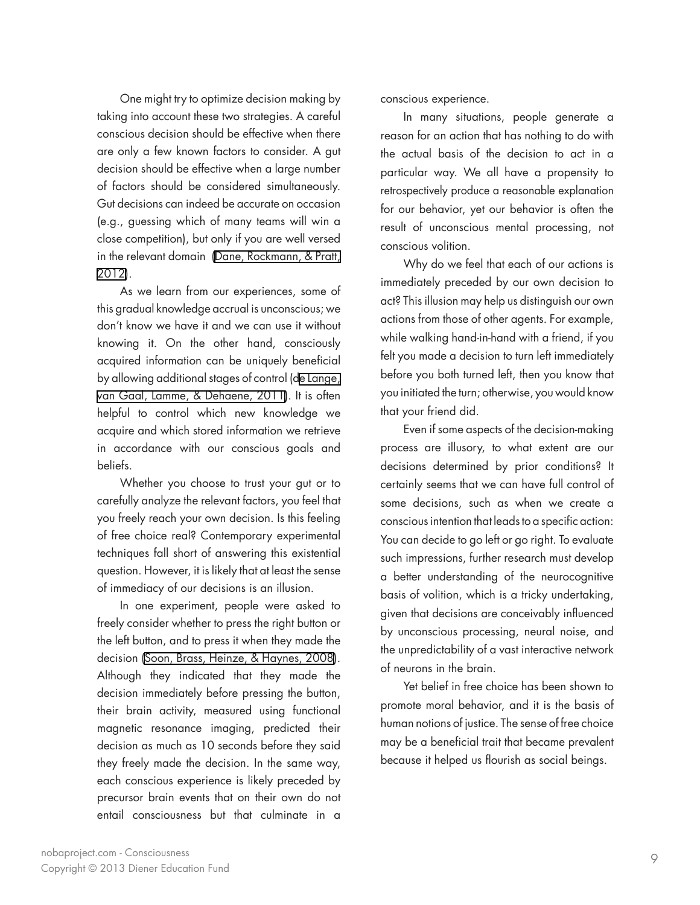One might try to optimize decision making by taking into account these two strategies. A careful conscious decision should be effective when there are only a few known factors to consider. A gut decision should be effective when a large number of factors should be considered simultaneously. Gut decisions can indeed be accurate on occasion (e.g., guessing which of many teams will win a close competition), but only if you are well versed in the relevant domain (Dane, Rockmann, & Pratt, 2012).

As we learn from our experiences, some of this gradual knowledge accrual is unconscious; we don't know we have it and we can use it without knowing it. On the other hand, consciously acquired information can be uniquely beneficial by allowing additional stages of control (de Lange, van Gaal, Lamme, & Dehaene, 2011). It is often helpful to control which new knowledge we acquire and which stored information we retrieve in accordance with our conscious goals and beliefs.

Whether you choose to trust your gut or to carefully analyze the relevant factors, you feel that you freely reach your own decision. Is this feeling of free choice real? Contemporary experimental techniques fall short of answering this existential question. However, it is likely that at least the sense of immediacy of our decisions is an illusion.

In one experiment, people were asked to freely consider whether to press the right button or the left button, and to press it when they made the decision (Soon, Brass, Heinze, & Haynes, 2008). Although they indicated that they made the decision immediately before pressing the button, their brain activity, measured using functional magnetic resonance imaging, predicted their decision as much as 10 seconds before they said they freely made the decision. In the same way, each conscious experience is likely preceded by precursor brain events that on their own do not entail consciousness but that culminate in a conscious experience.

In many situations, people generate a reason for an action that has nothing to do with the actual basis of the decision to act in a particular way. We all have a propensity to retrospectively produce a reasonable explanation for our behavior, yet our behavior is often the result of unconscious mental processing, not conscious volition.

Why do we feel that each of our actions is immediately preceded by our own decision to act? This illusion may help us distinguish our own actions from those of other agents. For example, while walking hand-in-hand with a friend, if you felt you made a decision to turn left immediately before you both turned left, then you know that you initiated the turn; otherwise, you would know that your friend did.

Even if some aspects of the decision-making process are illusory, to what extent are our decisions determined by prior conditions? It certainly seems that we can have full control of some decisions, such as when we create a conscious intention that leads to a specific action: You can decide to go left or go right. To evaluate such impressions, further research must develop a better understanding of the neurocognitive basis of volition, which is a tricky undertaking, given that decisions are conceivably influenced by unconscious processing, neural noise, and the unpredictability of a vast interactive network of neurons in the brain.

Yet belief in free choice has been shown to promote moral behavior, and it is the basis of human notions of justice. The sense of free choice may be a beneficial trait that became prevalent because it helped us flourish as social beings.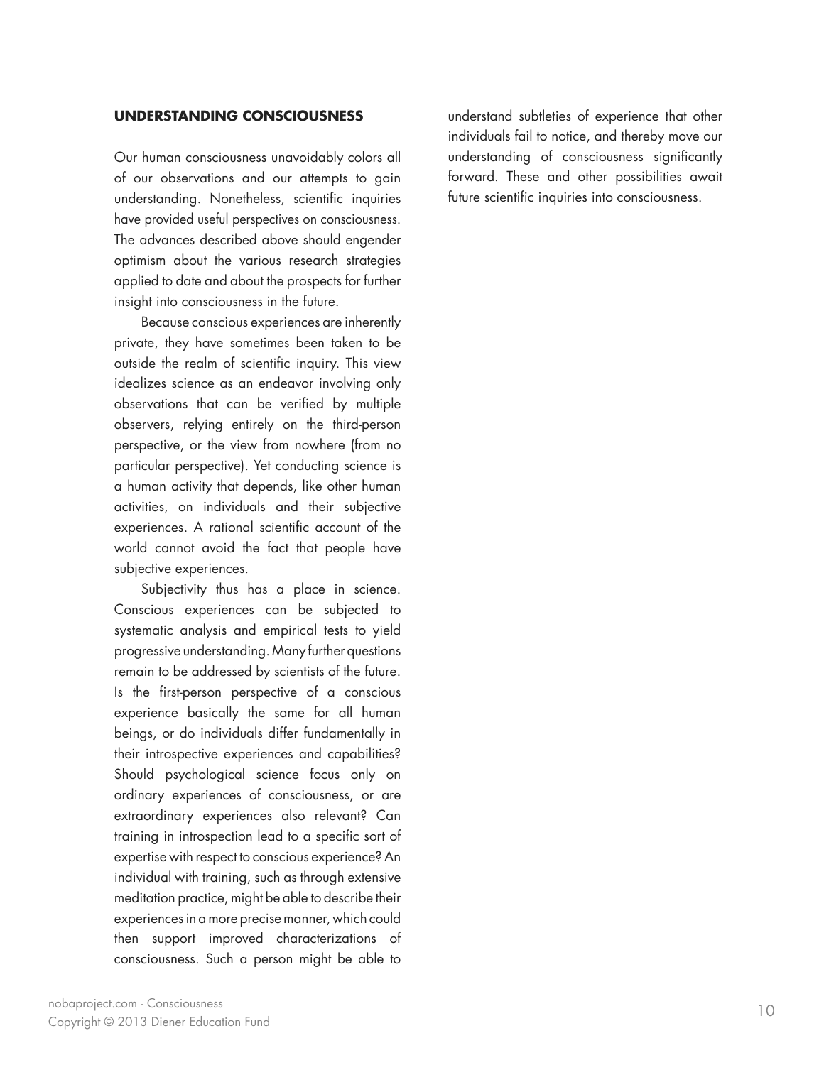## UNDERSTANDING CONSCIOUSNESS

Our human consciousness unavoidably colors all of our observations and our attempts to gain understanding. Nonetheless, scientific inquiries have provided useful perspectives on consciousness. The advances described above should engender optimism about the various research strategies applied to date and about the prospects for further insight into consciousness in the future.

Because conscious experiences are inherently private, they have sometimes been taken to be outside the realm of scientific inquiry. This view idealizes science as an endeavor involving only observations that can be verified by multiple observers, relying entirely on the third-person perspective, or the view from nowhere (from no particular perspective). Yet conducting science is a human activity that depends, like other human activities, on individuals and their subjective experiences. A rational scientific account of the world cannot avoid the fact that people have subjective experiences.

Subjectivity thus has a place in science. Conscious experiences can be subjected to systematic analysis and empirical tests to yield progressive understanding. Many further questions remain to be addressed by scientists of the future. Is the first-person perspective of a conscious experience basically the same for all human beings, or do individuals differ fundamentally in their introspective experiences and capabilities? Should psychological science focus only on ordinary experiences of consciousness, or are extraordinary experiences also relevant? Can training in introspection lead to a specific sort of expertise with respect to conscious experience? An individual with training, such as through extensive meditation practice, might be able to describe their experiences in a more precise manner, which could then support improved characterizations of consciousness. Such a person might be able to understand subtleties of experience that other individuals fail to notice, and thereby move our understanding of consciousness significantly forward. These and other possibilities await future scientific inquiries into consciousness.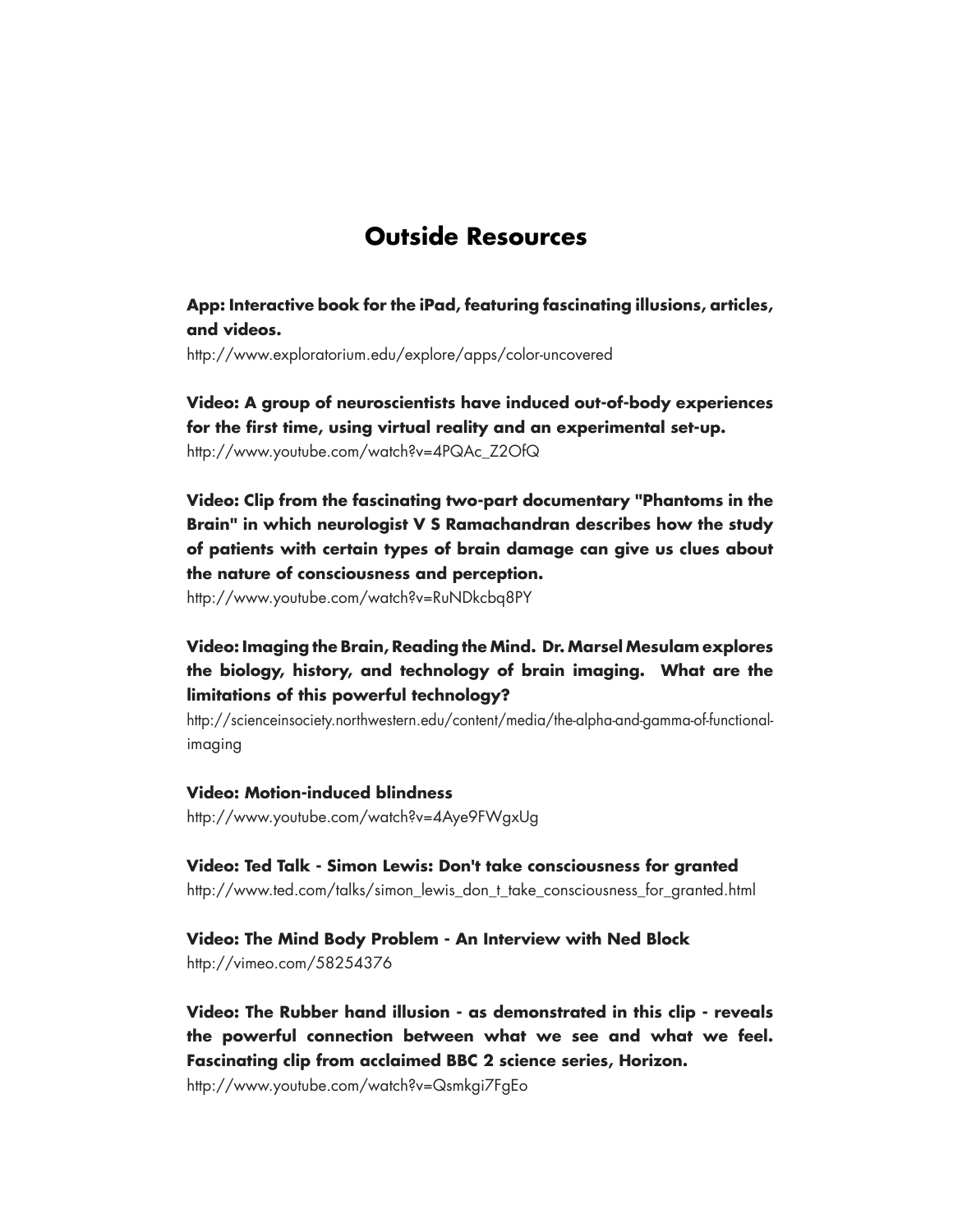# Outside Resources

**App: Interactive book for the iPad, featuring fascinating illusions, articles, and videos.**
http://www.exploratorium.edu/explore/apps/color-uncovered

**Video: A group of neuroscientists have induced out-of-body experiences for the first time, using virtual reality and an experimental set-up.**
http://www.youtube.com/watch?v=4PQAc_Z2OfQ

**Video: Clip from the fascinating two-part documentary "Phantoms in the Brain" in which neurologist V S Ramachandran describes how the study of patients with certain types of brain damage can give us clues about the nature of consciousness and perception.**
http://www.youtube.com/watch?v=RuNDkcbq8PY

**Video: Imaging the Brain, Reading the Mind. Dr. Marsel Mesulam explores the biology, history, and technology of brain imaging. What are the limitations of this powerful technology?**
http://scienceinsociety.northwestern.edu/content/media/the-alpha-and-gamma-of-functional-imaging

**Video: Motion-induced blindness**
http://www.youtube.com/watch?v=4Aye9FWgxUg

**Video: Ted Talk - Simon Lewis: Don't take consciousness for granted**
http://www.ted.com/talks/simon_lewis_don_t_take_consciousness_for_granted.html

**Video: The Mind Body Problem - An Interview with Ned Block**
http://vimeo.com/58254376

**Video: The Rubber hand illusion - as demonstrated in this clip - reveals the powerful connection between what we see and what we feel. Fascinating clip from acclaimed BBC 2 science series, Horizon.**
http://www.youtube.com/watch?v=Qsmkgi7FgEo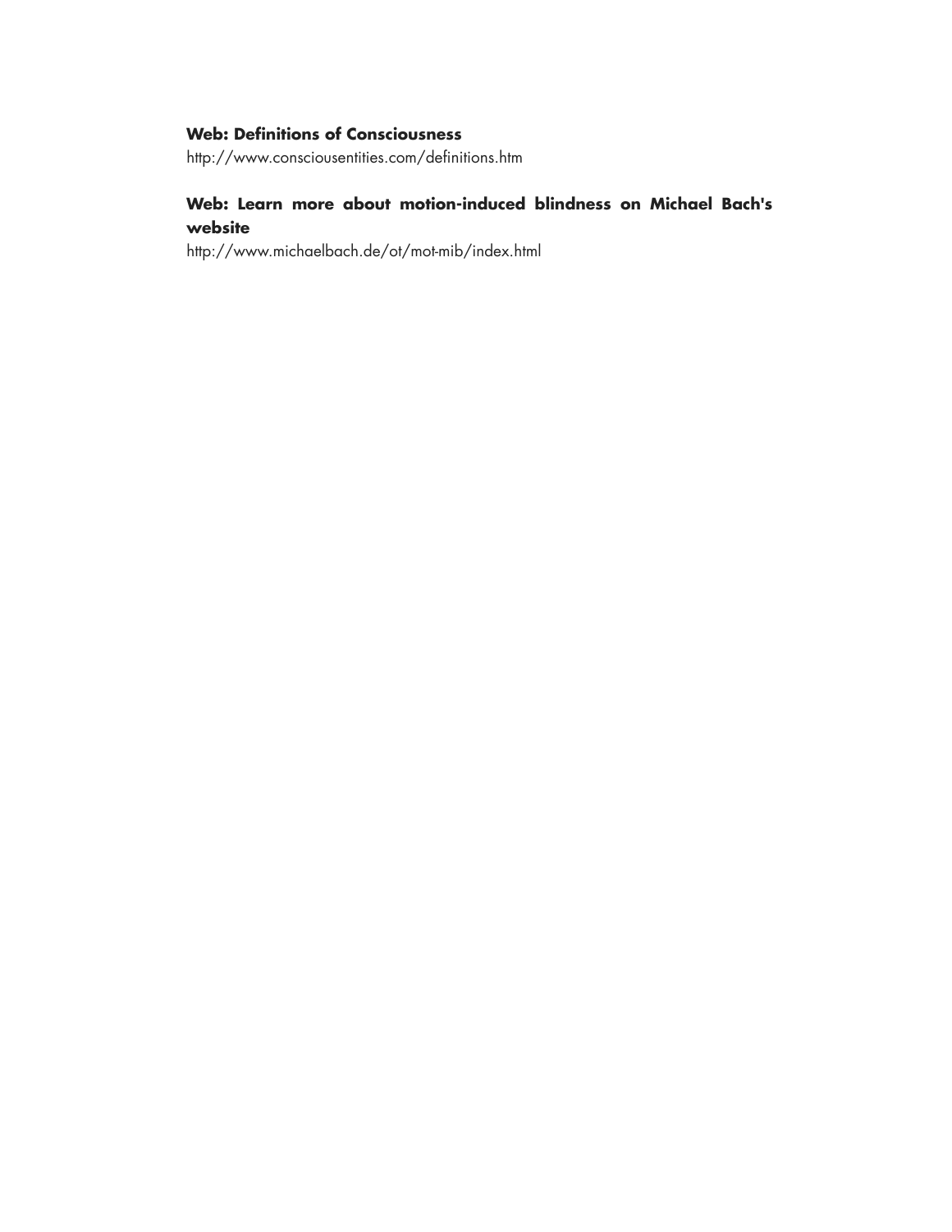**Web: Definitions of Consciousness**
http://www.consciousentities.com/definitions.htm

**Web: Learn more about motion-induced blindness on Michael Bach's website**
http://www.michaelbach.de/ot/mot-mib/index.html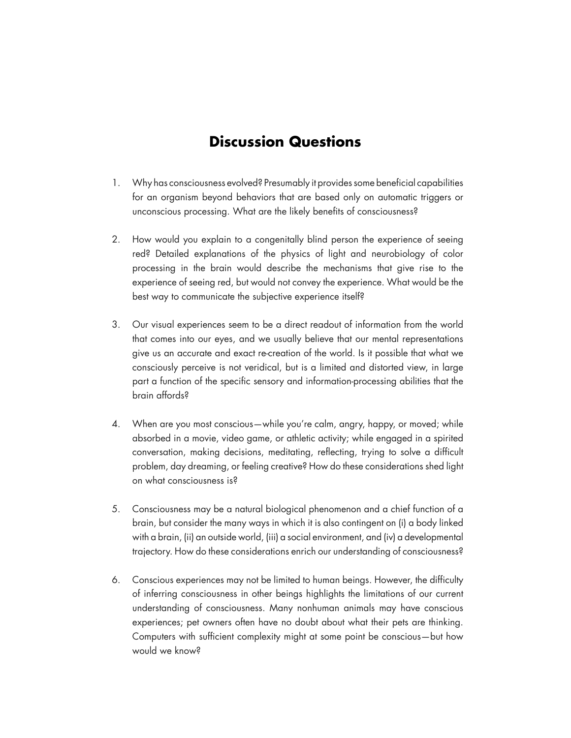## Discussion Questions

1. Why has consciousness evolved? Presumably it provides some beneficial capabilities for an organism beyond behaviors that are based only on automatic triggers or unconscious processing. What are the likely benefits of consciousness?

2. How would you explain to a congenitally blind person the experience of seeing red? Detailed explanations of the physics of light and neurobiology of color processing in the brain would describe the mechanisms that give rise to the experience of seeing red, but would not convey the experience. What would be the best way to communicate the subjective experience itself?

3. Our visual experiences seem to be a direct readout of information from the world that comes into our eyes, and we usually believe that our mental representations give us an accurate and exact re-creation of the world. Is it possible that what we consciously perceive is not veridical, but is a limited and distorted view, in large part a function of the specific sensory and information-processing abilities that the brain affords?

4. When are you most conscious—while you're calm, angry, happy, or moved; while absorbed in a movie, video game, or athletic activity; while engaged in a spirited conversation, making decisions, meditating, reflecting, trying to solve a difficult problem, day dreaming, or feeling creative? How do these considerations shed light on what consciousness is?

5. Consciousness may be a natural biological phenomenon and a chief function of a brain, but consider the many ways in which it is also contingent on (i) a body linked with a brain, (ii) an outside world, (iii) a social environment, and (iv) a developmental trajectory. How do these considerations enrich our understanding of consciousness?

6. Conscious experiences may not be limited to human beings. However, the difficulty of inferring consciousness in other beings highlights the limitations of our current understanding of consciousness. Many nonhuman animals may have conscious experiences; pet owners often have no doubt about what their pets are thinking. Computers with sufficient complexity might at some point be conscious—but how would we know?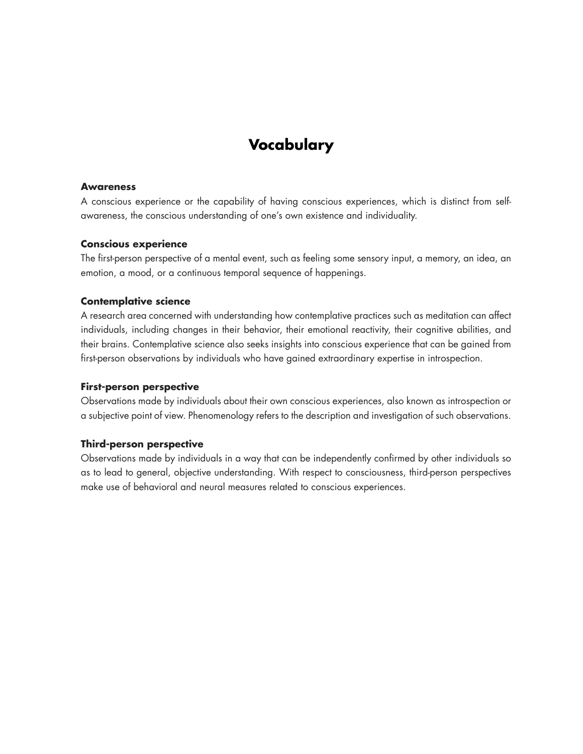# Vocabulary

**Awareness**
A conscious experience or the capability of having conscious experiences, which is distinct from self-awareness, the conscious understanding of one's own existence and individuality.

**Conscious experience**
The first-person perspective of a mental event, such as feeling some sensory input, a memory, an idea, an emotion, a mood, or a continuous temporal sequence of happenings.

**Contemplative science**
A research area concerned with understanding how contemplative practices such as meditation can affect individuals, including changes in their behavior, their emotional reactivity, their cognitive abilities, and their brains. Contemplative science also seeks insights into conscious experience that can be gained from first-person observations by individuals who have gained extraordinary expertise in introspection.

**First-person perspective**
Observations made by individuals about their own conscious experiences, also known as introspection or a subjective point of view. Phenomenology refers to the description and investigation of such observations.

**Third-person perspective**
Observations made by individuals in a way that can be independently confirmed by other individuals so as to lead to general, objective understanding. With respect to consciousness, third-person perspectives make use of behavioral and neural measures related to conscious experiences.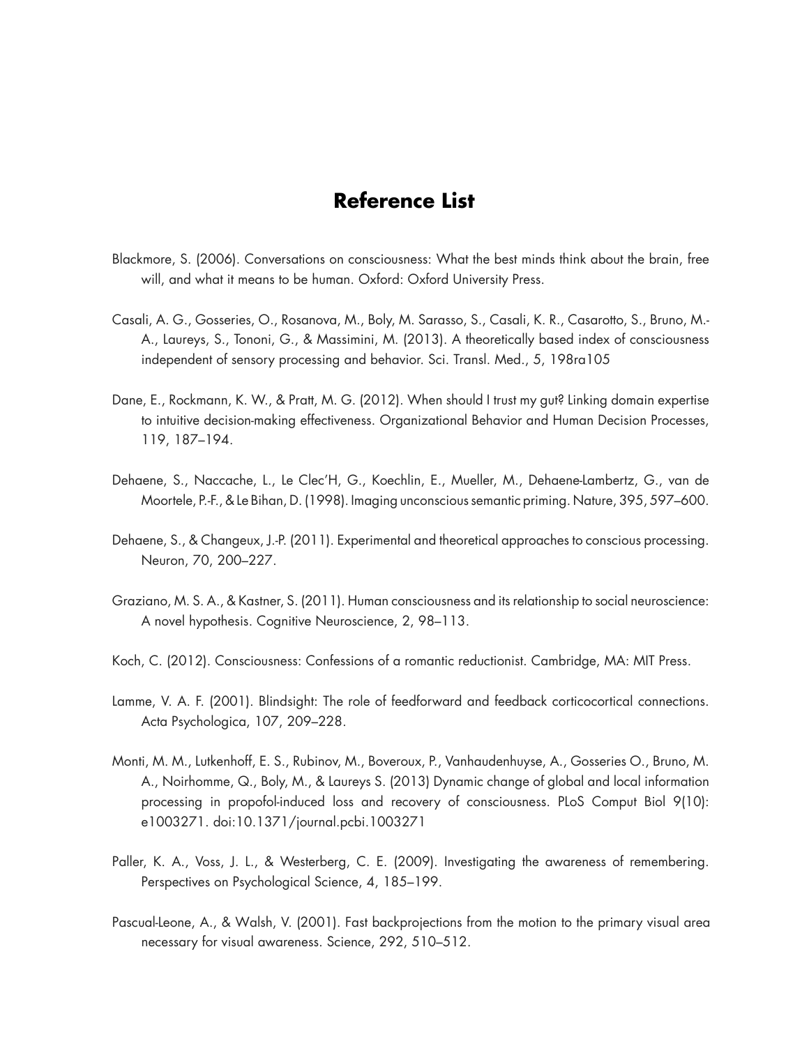## Reference List

Blackmore, S. (2006). Conversations on consciousness: What the best minds think about the brain, free will, and what it means to be human. Oxford: Oxford University Press.

Casali, A. G., Gosseries, O., Rosanova, M., Boly, M. Sarasso, S., Casali, K. R., Casarotto, S., Bruno, M.-A., Laureys, S., Tononi, G., & Massimini, M. (2013). A theoretically based index of consciousness independent of sensory processing and behavior. Sci. Transl. Med., 5, 198ra105

Dane, E., Rockmann, K. W., & Pratt, M. G. (2012). When should I trust my gut? Linking domain expertise to intuitive decision-making effectiveness. Organizational Behavior and Human Decision Processes, 119, 187–194.

Dehaene, S., Naccache, L., Le Clec'H, G., Koechlin, E., Mueller, M., Dehaene-Lambertz, G., van de Moortele, P.-F., & Le Bihan, D. (1998). Imaging unconscious semantic priming. Nature, 395, 597–600.

Dehaene, S., & Changeux, J.-P. (2011). Experimental and theoretical approaches to conscious processing. Neuron, 70, 200–227.

Graziano, M. S. A., & Kastner, S. (2011). Human consciousness and its relationship to social neuroscience: A novel hypothesis. Cognitive Neuroscience, 2, 98–113.

Koch, C. (2012). Consciousness: Confessions of a romantic reductionist. Cambridge, MA: MIT Press.

Lamme, V. A. F. (2001). Blindsight: The role of feedforward and feedback corticocortical connections. Acta Psychologica, 107, 209–228.

Monti, M. M., Lutkenhoff, E. S., Rubinov, M., Boveroux, P., Vanhaudenhuyse, A., Gosseries O., Bruno, M. A., Noirhomme, Q., Boly, M., & Laureys S. (2013) Dynamic change of global and local information processing in propofol-induced loss and recovery of consciousness. PLoS Comput Biol 9(10): e1003271. doi:10.1371/journal.pcbi.1003271

Paller, K. A., Voss, J. L., & Westerberg, C. E. (2009). Investigating the awareness of remembering. Perspectives on Psychological Science, 4, 185–199.

Pascual-Leone, A., & Walsh, V. (2001). Fast backprojections from the motion to the primary visual area necessary for visual awareness. Science, 292, 510–512.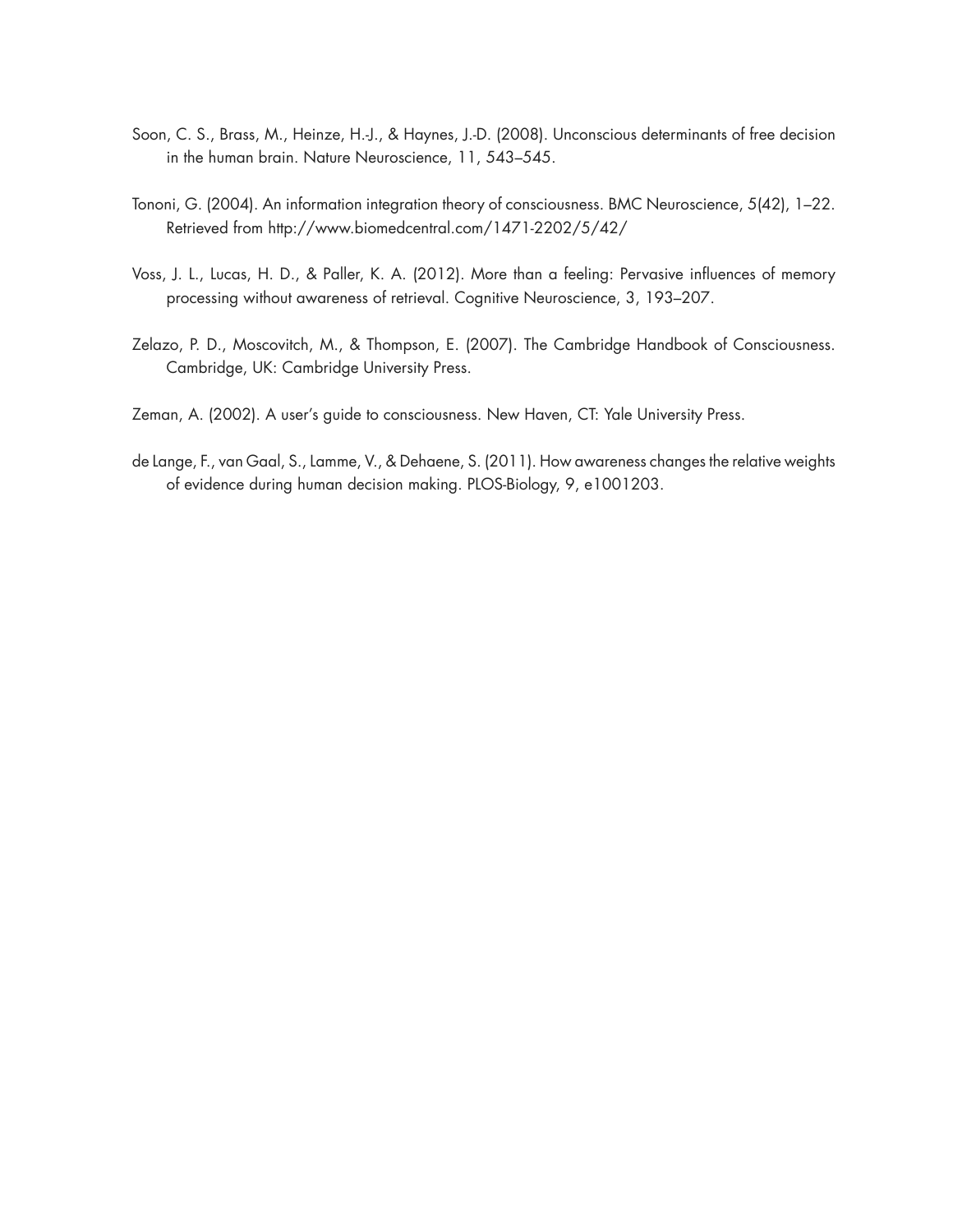Soon, C. S., Brass, M., Heinze, H.-J., & Haynes, J.-D. (2008). Unconscious determinants of free decision in the human brain. Nature Neuroscience, 11, 543–545.

Tononi, G. (2004). An information integration theory of consciousness. BMC Neuroscience, 5(42), 1–22. Retrieved from http://www.biomedcentral.com/1471-2202/5/42/

Voss, J. L., Lucas, H. D., & Paller, K. A. (2012). More than a feeling: Pervasive influences of memory processing without awareness of retrieval. Cognitive Neuroscience, 3, 193–207.

Zelazo, P. D., Moscovitch, M., & Thompson, E. (2007). The Cambridge Handbook of Consciousness. Cambridge, UK: Cambridge University Press.

Zeman, A. (2002). A user's guide to consciousness. New Haven, CT: Yale University Press.

de Lange, F., van Gaal, S., Lamme, V., & Dehaene, S. (2011). How awareness changes the relative weights of evidence during human decision making. PLOS-Biology, 9, e1001203.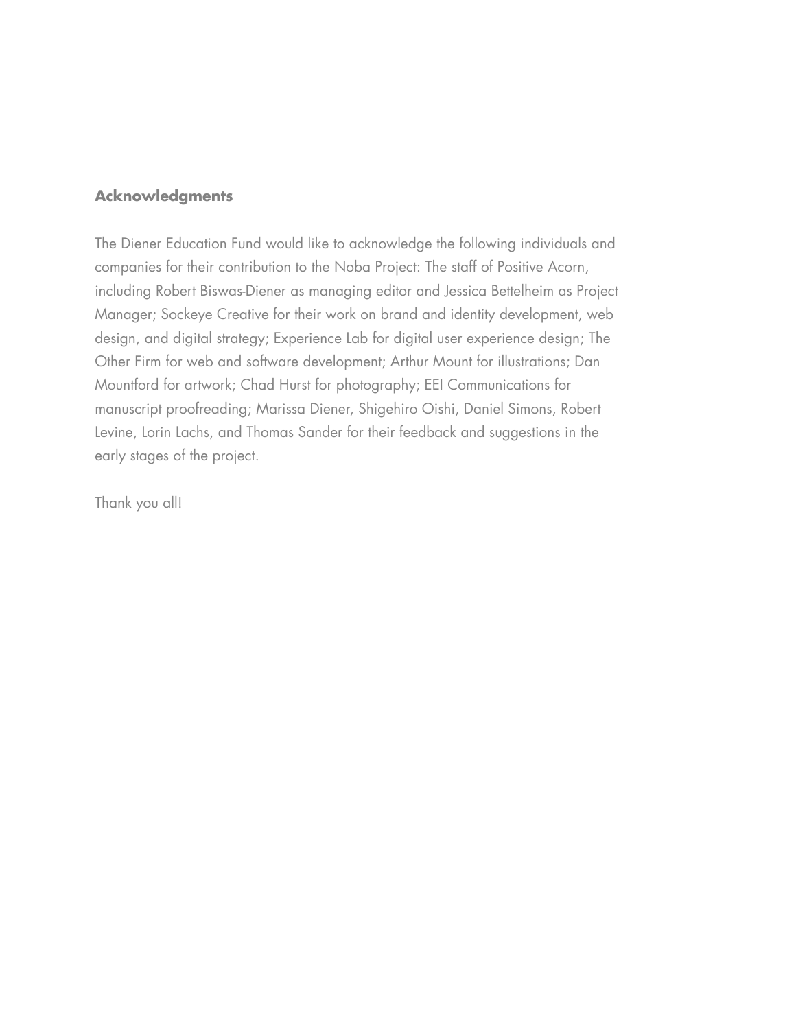## Acknowledgments

The Diener Education Fund would like to acknowledge the following individuals and companies for their contribution to the Noba Project: The staff of Positive Acorn, including Robert Biswas-Diener as managing editor and Jessica Bettelheim as Project Manager; Sockeye Creative for their work on brand and identity development, web design, and digital strategy; Experience Lab for digital user experience design; The Other Firm for web and software development; Arthur Mount for illustrations; Dan Mountford for artwork; Chad Hurst for photography; EEI Communications for manuscript proofreading; Marissa Diener, Shigehiro Oishi, Daniel Simons, Robert Levine, Lorin Lachs, and Thomas Sander for their feedback and suggestions in the early stages of the project.

Thank you all!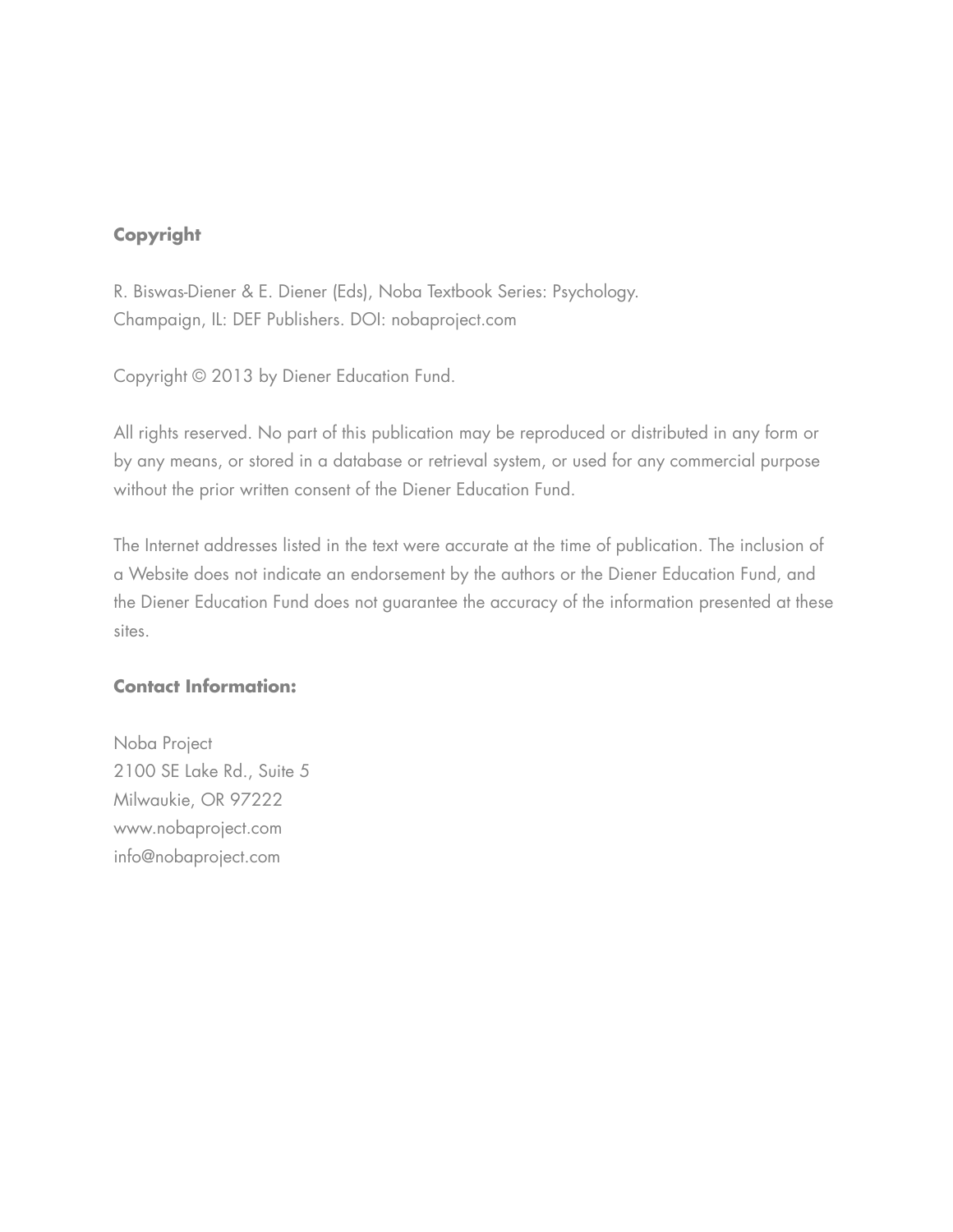**Copyright**

R. Biswas-Diener & E. Diener (Eds), Noba Textbook Series: Psychology.
Champaign, IL: DEF Publishers. DOI: nobaproject.com

Copyright © 2013 by Diener Education Fund.

All rights reserved. No part of this publication may be reproduced or distributed in any form or by any means, or stored in a database or retrieval system, or used for any commercial purpose without the prior written consent of the Diener Education Fund.

The Internet addresses listed in the text were accurate at the time of publication. The inclusion of a Website does not indicate an endorsement by the authors or the Diener Education Fund, and the Diener Education Fund does not guarantee the accuracy of the information presented at these sites.

**Contact Information:**

Noba Project
2100 SE Lake Rd., Suite 5
Milwaukie, OR 97222
www.nobaproject.com
info@nobaproject.com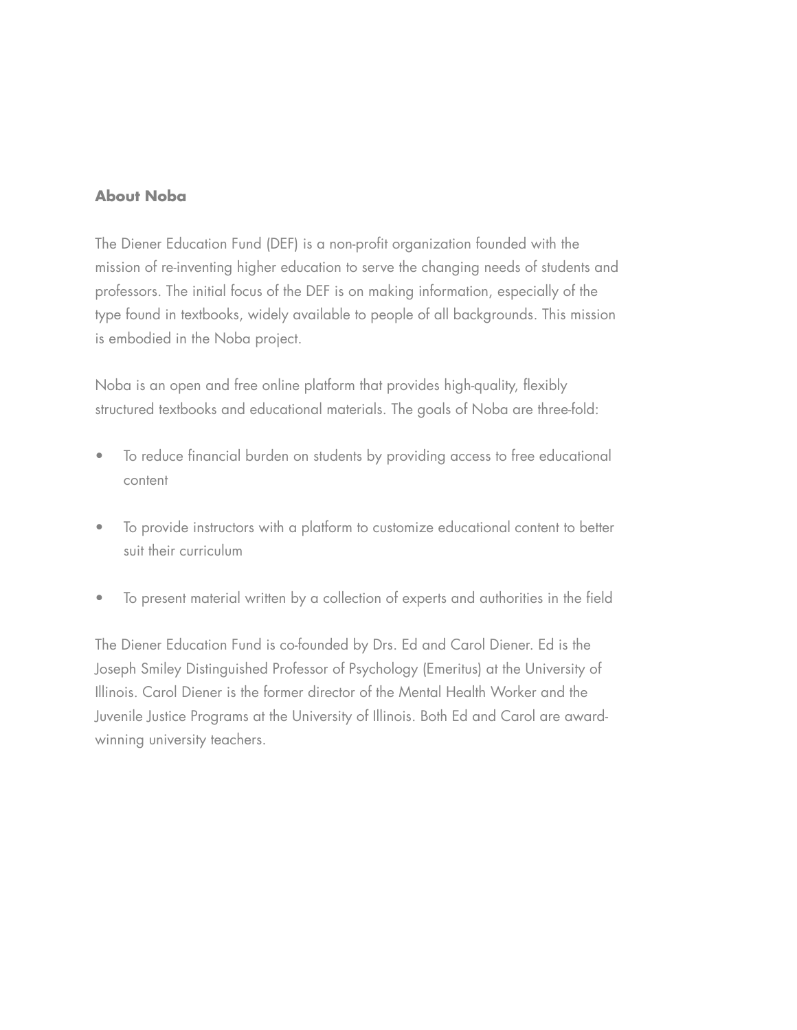## About Noba

The Diener Education Fund (DEF) is a non-profit organization founded with the mission of re-inventing higher education to serve the changing needs of students and professors. The initial focus of the DEF is on making information, especially of the type found in textbooks, widely available to people of all backgrounds. This mission is embodied in the Noba project.

Noba is an open and free online platform that provides high-quality, flexibly structured textbooks and educational materials. The goals of Noba are three-fold:

- To reduce financial burden on students by providing access to free educational content
- To provide instructors with a platform to customize educational content to better suit their curriculum
- To present material written by a collection of experts and authorities in the field

The Diener Education Fund is co-founded by Drs. Ed and Carol Diener. Ed is the Joseph Smiley Distinguished Professor of Psychology (Emeritus) at the University of Illinois. Carol Diener is the former director of the Mental Health Worker and the Juvenile Justice Programs at the University of Illinois. Both Ed and Carol are award-winning university teachers.